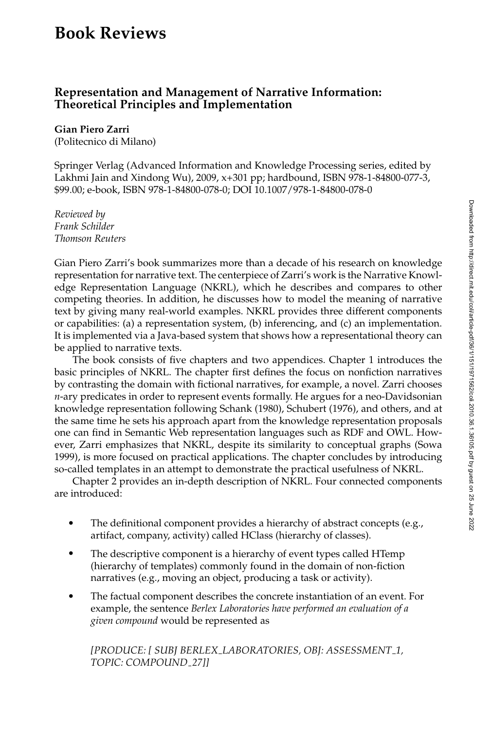# Book Reviews

## Representation and Management of Narrative Information: Theoretical Principles and Implementation

**Gian Piero Zarri**
(Politecnico di Milano)

Springer Verlag (Advanced Information and Knowledge Processing series, edited by Lakhmi Jain and Xindong Wu), 2009, x+301 pp; hardbound, ISBN 978-1-84800-077-3, $99.00; e-book, ISBN 978-1-84800-078-0; DOI 10.1007/978-1-84800-078-0

*Reviewed by*
*Frank Schilder*
*Thomson Reuters*

Gian Piero Zarri's book summarizes more than a decade of his research on knowledge representation for narrative text. The centerpiece of Zarri's work is the Narrative Knowledge Representation Language (NKRL), which he describes and compares to other competing theories. In addition, he discusses how to model the meaning of narrative text by giving many real-world examples. NKRL provides three different components or capabilities: (a) a representation system, (b) inferencing, and (c) an implementation. It is implemented via a Java-based system that shows how a representational theory can be applied to narrative texts.

The book consists of five chapters and two appendices. Chapter 1 introduces the basic principles of NKRL. The chapter first defines the focus on nonfiction narratives by contrasting the domain with fictional narratives, for example, a novel. Zarri chooses *n*-ary predicates in order to represent events formally. He argues for a neo-Davidsonian knowledge representation following Schank (1980), Schubert (1976), and others, and at the same time he sets his approach apart from the knowledge representation proposals one can find in Semantic Web representation languages such as RDF and OWL. However, Zarri emphasizes that NKRL, despite its similarity to conceptual graphs (Sowa 1999), is more focused on practical applications. The chapter concludes by introducing so-called templates in an attempt to demonstrate the practical usefulness of NKRL.

Chapter 2 provides an in-depth description of NKRL. Four connected components are introduced:

- The definitional component provides a hierarchy of abstract concepts (e.g., artifact, company, activity) called HClass (hierarchy of classes).
- The descriptive component is a hierarchy of event types called HTemp (hierarchy of templates) commonly found in the domain of non-fiction narratives (e.g., moving an object, producing a task or activity).
- The factual component describes the concrete instantiation of an event. For example, the sentence *Berlex Laboratories have performed an evaluation of a given compound* would be represented as

  *[PRODUCE: [ SUBJ BERLEX_LABORATORIES, OBJ: ASSESSMENT_1, TOPIC: COMPOUND_27]]*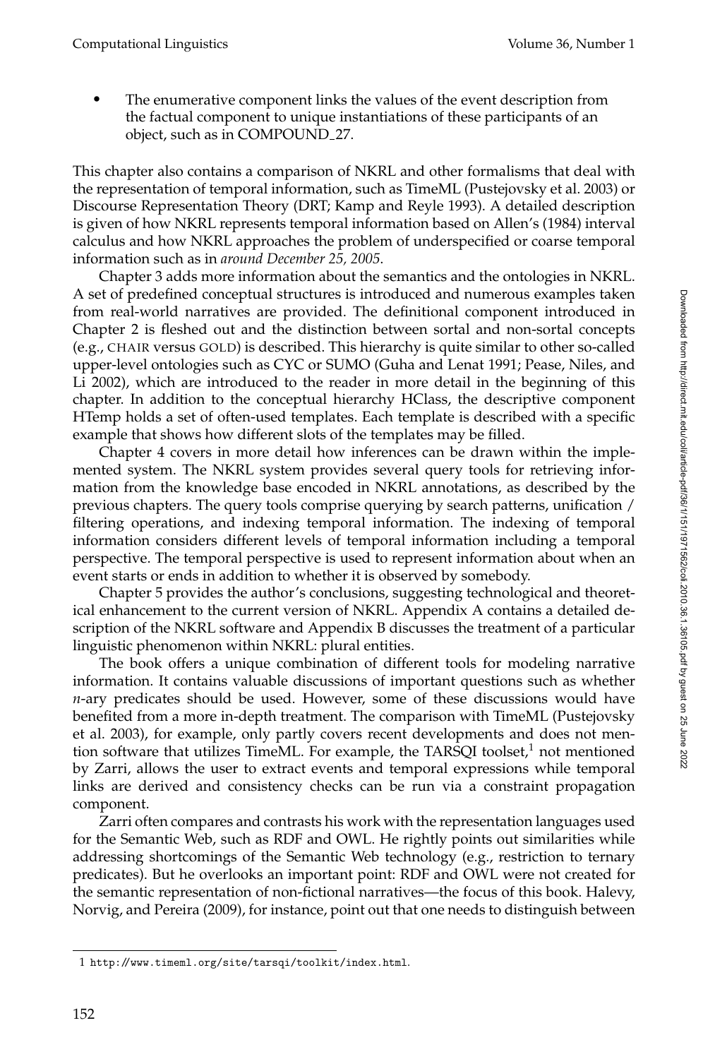- The enumerative component links the values of the event description from the factual component to unique instantiations of these participants of an object, such as in COMPOUND_27.

This chapter also contains a comparison of NKRL and other formalisms that deal with the representation of temporal information, such as TimeML (Pustejovsky et al. 2003) or Discourse Representation Theory (DRT; Kamp and Reyle 1993). A detailed description is given of how NKRL represents temporal information based on Allen's (1984) interval calculus and how NKRL approaches the problem of underspecified or coarse temporal information such as in *around December 25, 2005*.

Chapter 3 adds more information about the semantics and the ontologies in NKRL. A set of predefined conceptual structures is introduced and numerous examples taken from real-world narratives are provided. The definitional component introduced in Chapter 2 is fleshed out and the distinction between sortal and non-sortal concepts (e.g., CHAIR versus GOLD) is described. This hierarchy is quite similar to other so-called upper-level ontologies such as CYC or SUMO (Guha and Lenat 1991; Pease, Niles, and Li 2002), which are introduced to the reader in more detail in the beginning of this chapter. In addition to the conceptual hierarchy HClass, the descriptive component HTemp holds a set of often-used templates. Each template is described with a specific example that shows how different slots of the templates may be filled.

Chapter 4 covers in more detail how inferences can be drawn within the implemented system. The NKRL system provides several query tools for retrieving information from the knowledge base encoded in NKRL annotations, as described by the previous chapters. The query tools comprise querying by search patterns, unification / filtering operations, and indexing temporal information. The indexing of temporal information considers different levels of temporal information including a temporal perspective. The temporal perspective is used to represent information about when an event starts or ends in addition to whether it is observed by somebody.

Chapter 5 provides the author's conclusions, suggesting technological and theoretical enhancement to the current version of NKRL. Appendix A contains a detailed description of the NKRL software and Appendix B discusses the treatment of a particular linguistic phenomenon within NKRL: plural entities.

The book offers a unique combination of different tools for modeling narrative information. It contains valuable discussions of important questions such as whether *n*-ary predicates should be used. However, some of these discussions would have benefited from a more in-depth treatment. The comparison with TimeML (Pustejovsky et al. 2003), for example, only partly covers recent developments and does not mention software that utilizes TimeML. For example, the TARSQI toolset,[1] not mentioned by Zarri, allows the user to extract events and temporal expressions while temporal links are derived and consistency checks can be run via a constraint propagation component.

Zarri often compares and contrasts his work with the representation languages used for the Semantic Web, such as RDF and OWL. He rightly points out similarities while addressing shortcomings of the Semantic Web technology (e.g., restriction to ternary predicates). But he overlooks an important point: RDF and OWL were not created for the semantic representation of non-fictional narratives—the focus of this book. Halevy, Norvig, and Pereira (2009), for instance, point out that one needs to distinguish between

---

1 http://www.timeml.org/site/tarsqi/toolkit/index.html.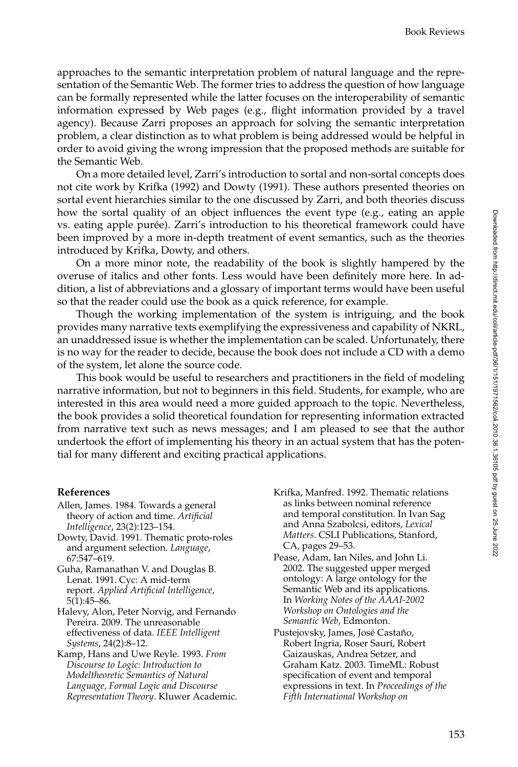approaches to the semantic interpretation problem of natural language and the representation of the Semantic Web. The former tries to address the question of how language can be formally represented while the latter focuses on the interoperability of semantic information expressed by Web pages (e.g., flight information provided by a travel agency). Because Zarri proposes an approach for solving the semantic interpretation problem, a clear distinction as to what problem is being addressed would be helpful in order to avoid giving the wrong impression that the proposed methods are suitable for the Semantic Web.

On a more detailed level, Zarri's introduction to sortal and non-sortal concepts does not cite work by Krifka (1992) and Dowty (1991). These authors presented theories on sortal event hierarchies similar to the one discussed by Zarri, and both theories discuss how the sortal quality of an object influences the event type (e.g., eating an apple vs. eating apple purée). Zarri's introduction to his theoretical framework could have been improved by a more in-depth treatment of event semantics, such as the theories introduced by Krifka, Dowty, and others.

On a more minor note, the readability of the book is slightly hampered by the overuse of italics and other fonts. Less would have been definitely more here. In addition, a list of abbreviations and a glossary of important terms would have been useful so that the reader could use the book as a quick reference, for example.

Though the working implementation of the system is intriguing, and the book provides many narrative texts exemplifying the expressiveness and capability of NKRL, an unaddressed issue is whether the implementation can be scaled. Unfortunately, there is no way for the reader to decide, because the book does not include a CD with a demo of the system, let alone the source code.

This book would be useful to researchers and practitioners in the field of modeling narrative information, but not to beginners in this field. Students, for example, who are interested in this area would need a more guided approach to the topic. Nevertheless, the book provides a solid theoretical foundation for representing information extracted from narrative text such as news messages; and I am pleased to see that the author undertook the effort of implementing his theory in an actual system that has the potential for many different and exciting practical applications.

## References

Allen, James. 1984. Towards a general theory of action and time. *Artificial Intelligence*, 23(2):123–154.

Dowty, David. 1991. Thematic proto-roles and argument selection. *Language*, 67:547–619.

Guha, Ramanathan V. and Douglas B. Lenat. 1991. Cyc: A mid-term report. *Applied Artificial Intelligence*, 5(1):45–86.

Halevy, Alon, Peter Norvig, and Fernando Pereira. 2009. The unreasonable effectiveness of data. *IEEE Intelligent Systems*, 24(2):8–12.

Kamp, Hans and Uwe Reyle. 1993. *From Discourse to Logic: Introduction to Modeltheoretic Semantics of Natural Language, Formal Logic and Discourse Representation Theory*. Kluwer Academic.

Krifka, Manfred. 1992. Thematic relations as links between nominal reference and temporal constitution. In Ivan Sag and Anna Szabolcsi, editors, *Lexical Matters*. CSLI Publications, Stanford, CA, pages 29–53.

Pease, Adam, Ian Niles, and John Li. 2002. The suggested upper merged ontology: A large ontology for the Semantic Web and its applications. In *Working Notes of the AAAI-2002 Workshop on Ontologies and the Semantic Web*, Edmonton.

Pustejovsky, James, José Castaño, Robert Ingria, Roser Saurí, Robert Gaizauskas, Andrea Setzer, and Graham Katz. 2003. TimeML: Robust specification of event and temporal expressions in text. In *Proceedings of the Fifth International Workshop on*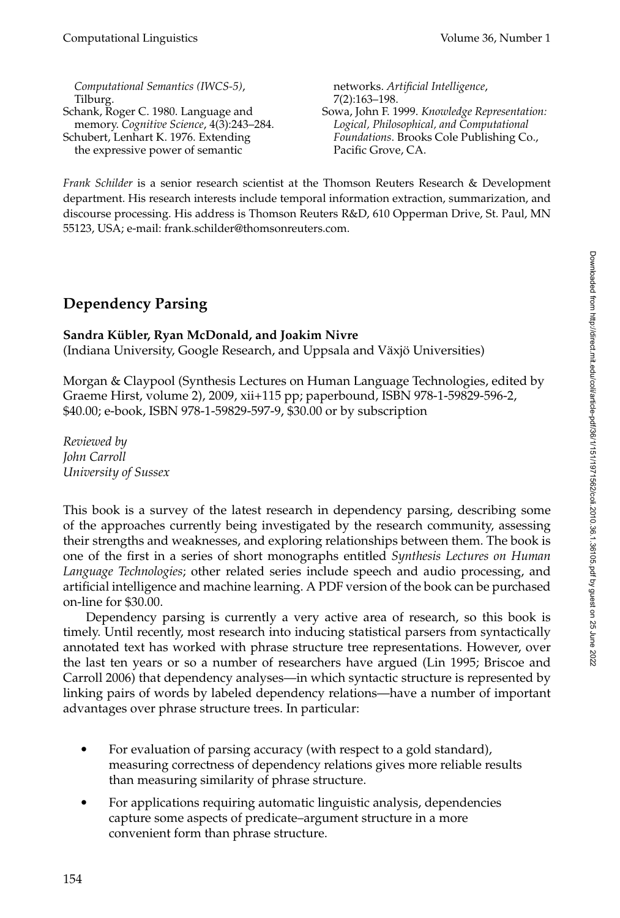Computational Semantics (IWCS-5), Tilburg.

Schank, Roger C. 1980. Language and memory. *Cognitive Science*, 4(3):243–284.

Schubert, Lenhart K. 1976. Extending the expressive power of semantic networks. *Artificial Intelligence*, 7(2):163–198.

Sowa, John F. 1999. *Knowledge Representation: Logical, Philosophical, and Computational Foundations*. Brooks Cole Publishing Co., Pacific Grove, CA.

*Frank Schilder* is a senior research scientist at the Thomson Reuters Research & Development department. His research interests include temporal information extraction, summarization, and discourse processing. His address is Thomson Reuters R&D, 610 Opperman Drive, St. Paul, MN 55123, USA; e-mail: frank.schilder@thomsonreuters.com.

## Dependency Parsing

**Sandra Kübler, Ryan McDonald, and Joakim Nivre**
(Indiana University, Google Research, and Uppsala and Växjö Universities)

Morgan & Claypool (Synthesis Lectures on Human Language Technologies, edited by Graeme Hirst, volume 2), 2009, xii+115 pp; paperbound, ISBN 978-1-59829-596-2, $40.00; e-book, ISBN 978-1-59829-597-9, $30.00 or by subscription

*Reviewed by*
*John Carroll*
*University of Sussex*

This book is a survey of the latest research in dependency parsing, describing some of the approaches currently being investigated by the research community, assessing their strengths and weaknesses, and exploring relationships between them. The book is one of the first in a series of short monographs entitled *Synthesis Lectures on Human Language Technologies*; other related series include speech and audio processing, and artificial intelligence and machine learning. A PDF version of the book can be purchased on-line for $30.00.

Dependency parsing is currently a very active area of research, so this book is timely. Until recently, most research into inducing statistical parsers from syntactically annotated text has worked with phrase structure tree representations. However, over the last ten years or so a number of researchers have argued (Lin 1995; Briscoe and Carroll 2006) that dependency analyses—in which syntactic structure is represented by linking pairs of words by labeled dependency relations—have a number of important advantages over phrase structure trees. In particular:

- For evaluation of parsing accuracy (with respect to a gold standard), measuring correctness of dependency relations gives more reliable results than measuring similarity of phrase structure.
- For applications requiring automatic linguistic analysis, dependencies capture some aspects of predicate–argument structure in a more convenient form than phrase structure.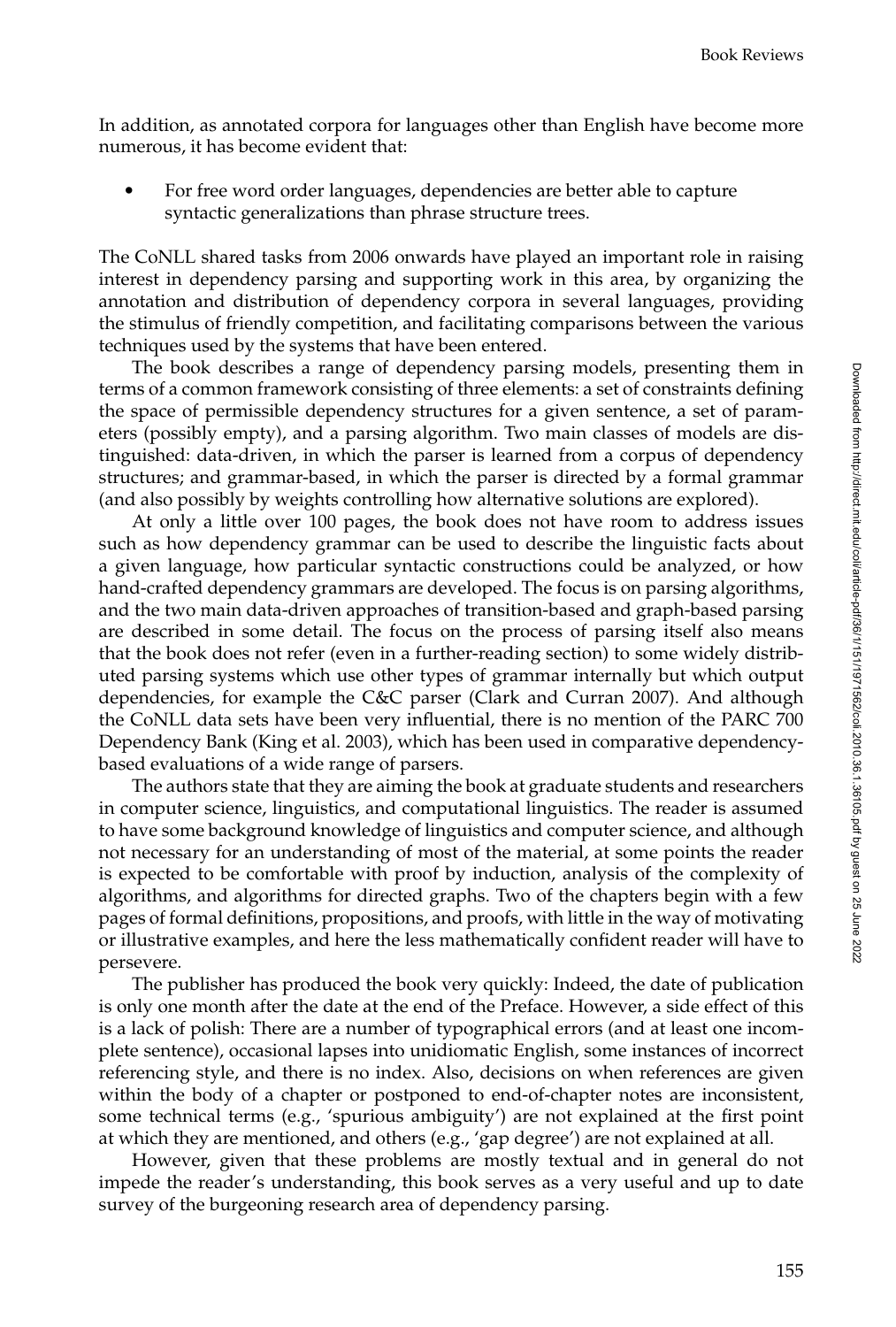In addition, as annotated corpora for languages other than English have become more numerous, it has become evident that:

- For free word order languages, dependencies are better able to capture syntactic generalizations than phrase structure trees.

The CoNLL shared tasks from 2006 onwards have played an important role in raising interest in dependency parsing and supporting work in this area, by organizing the annotation and distribution of dependency corpora in several languages, providing the stimulus of friendly competition, and facilitating comparisons between the various techniques used by the systems that have been entered.

The book describes a range of dependency parsing models, presenting them in terms of a common framework consisting of three elements: a set of constraints defining the space of permissible dependency structures for a given sentence, a set of parameters (possibly empty), and a parsing algorithm. Two main classes of models are distinguished: data-driven, in which the parser is learned from a corpus of dependency structures; and grammar-based, in which the parser is directed by a formal grammar (and also possibly by weights controlling how alternative solutions are explored).

At only a little over 100 pages, the book does not have room to address issues such as how dependency grammar can be used to describe the linguistic facts about a given language, how particular syntactic constructions could be analyzed, or how hand-crafted dependency grammars are developed. The focus is on parsing algorithms, and the two main data-driven approaches of transition-based and graph-based parsing are described in some detail. The focus on the process of parsing itself also means that the book does not refer (even in a further-reading section) to some widely distributed parsing systems which use other types of grammar internally but which output dependencies, for example the C&C parser (Clark and Curran 2007). And although the CoNLL data sets have been very influential, there is no mention of the PARC 700 Dependency Bank (King et al. 2003), which has been used in comparative dependency-based evaluations of a wide range of parsers.

The authors state that they are aiming the book at graduate students and researchers in computer science, linguistics, and computational linguistics. The reader is assumed to have some background knowledge of linguistics and computer science, and although not necessary for an understanding of most of the material, at some points the reader is expected to be comfortable with proof by induction, analysis of the complexity of algorithms, and algorithms for directed graphs. Two of the chapters begin with a few pages of formal definitions, propositions, and proofs, with little in the way of motivating or illustrative examples, and here the less mathematically confident reader will have to persevere.

The publisher has produced the book very quickly: Indeed, the date of publication is only one month after the date at the end of the Preface. However, a side effect of this is a lack of polish: There are a number of typographical errors (and at least one incomplete sentence), occasional lapses into unidiomatic English, some instances of incorrect referencing style, and there is no index. Also, decisions on when references are given within the body of a chapter or postponed to end-of-chapter notes are inconsistent, some technical terms (e.g., 'spurious ambiguity') are not explained at the first point at which they are mentioned, and others (e.g., 'gap degree') are not explained at all.

However, given that these problems are mostly textual and in general do not impede the reader's understanding, this book serves as a very useful and up to date survey of the burgeoning research area of dependency parsing.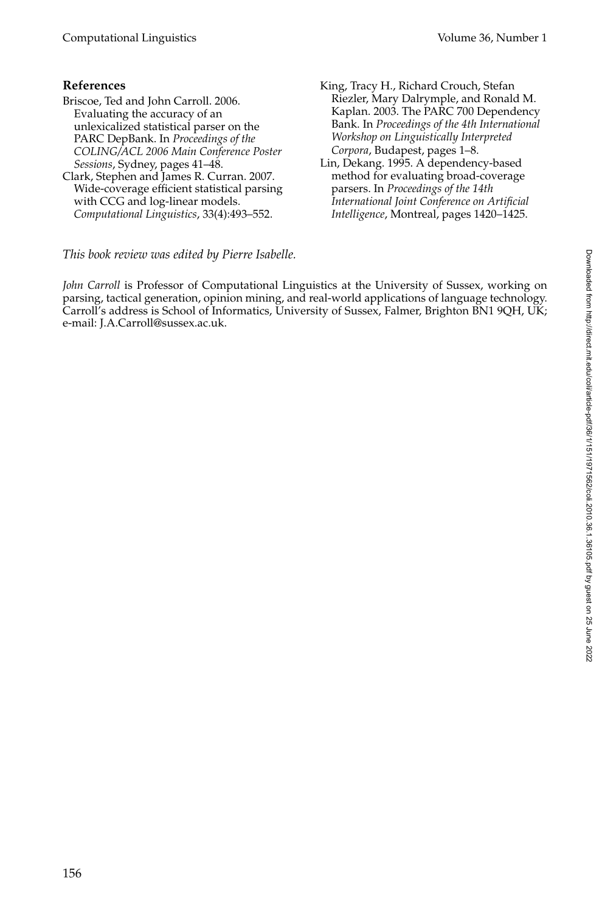## References

Briscoe, Ted and John Carroll. 2006. Evaluating the accuracy of an unlexicalized statistical parser on the PARC DepBank. In *Proceedings of the COLING/ACL 2006 Main Conference Poster Sessions*, Sydney, pages 41–48.

Clark, Stephen and James R. Curran. 2007. Wide-coverage efficient statistical parsing with CCG and log-linear models. *Computational Linguistics*, 33(4):493–552.

King, Tracy H., Richard Crouch, Stefan Riezler, Mary Dalrymple, and Ronald M. Kaplan. 2003. The PARC 700 Dependency Bank. In *Proceedings of the 4th International Workshop on Linguistically Interpreted Corpora*, Budapest, pages 1–8.

Lin, Dekang. 1995. A dependency-based method for evaluating broad-coverage parsers. In *Proceedings of the 14th International Joint Conference on Artificial Intelligence*, Montreal, pages 1420–1425.

*This book review was edited by Pierre Isabelle.*

*John Carroll* is Professor of Computational Linguistics at the University of Sussex, working on parsing, tactical generation, opinion mining, and real-world applications of language technology. Carroll's address is School of Informatics, University of Sussex, Falmer, Brighton BN1 9QH, UK; e-mail: J.A.Carroll@sussex.ac.uk.